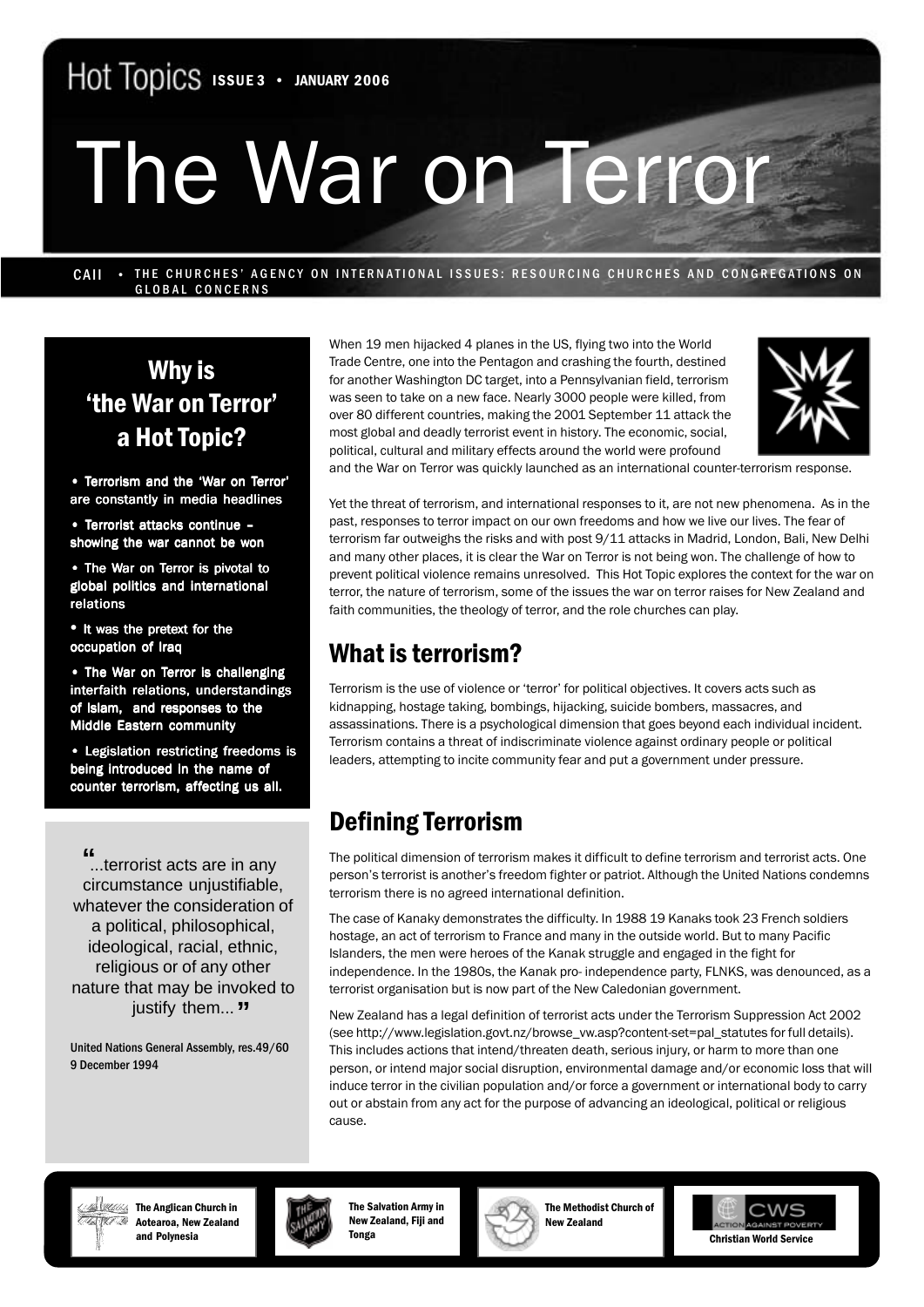Hot Topics ISSUE 3 • JANUARY 2006

# The War on Terror

CAII • THE CHURCHES' AGENCY ON INTERNATIONAL ISSUES: RESOURCING CHURCHES AND CONGREGATIONS ON GLOBAL CONCERNS

## Why is 'the War on Terror' a Hot Topic?

- Terrorism and the 'War on Terror' are constantly in media headlines
- Terrorist attacks continue – showing the war cannot be won
- The War on Terror is pivotal to global politics and international relations
- It was the pretext for the occupation of Iraq
- The War on Terror is challenging interfaith relations, understandings of Islam, and responses to the Middle Eastern community
- Legislation restricting freedoms is being introduced in the name of counter terrorism, affecting us all.

> "...terrorist acts are in any circumstance unjustifiable, whatever the consideration of a political, philosophical, ideological, racial, ethnic, religious or of any other nature that may be invoked to justify them..."
>
> United Nations General Assembly, res.49/60 9 December 1994

When 19 men hijacked 4 planes in the US, flying two into the World Trade Centre, one into the Pentagon and crashing the fourth, destined for another Washington DC target, into a Pennsylvanian field, terrorism was seen to take on a new face. Nearly 3000 people were killed, from over 80 different countries, making the 2001 September 11 attack the most global and deadly terrorist event in history. The economic, social, political, cultural and military effects around the world were profound and the War on Terror was quickly launched as an international counter-terrorism response.

Yet the threat of terrorism, and international responses to it, are not new phenomena. As in the past, responses to terror impact on our own freedoms and how we live our lives. The fear of terrorism far outweighs the risks and with post 9/11 attacks in Madrid, London, Bali, New Delhi and many other places, it is clear the War on Terror is not being won. The challenge of how to prevent political violence remains unresolved. This Hot Topic explores the context for the war on terror, the nature of terrorism, some of the issues the war on terror raises for New Zealand and faith communities, the theology of terror, and the role churches can play.

## What is terrorism?

Terrorism is the use of violence or 'terror' for political objectives. It covers acts such as kidnapping, hostage taking, bombings, hijacking, suicide bombers, massacres, and assassinations. There is a psychological dimension that goes beyond each individual incident. Terrorism contains a threat of indiscriminate violence against ordinary people or political leaders, attempting to incite community fear and put a government under pressure.

## Defining Terrorism

The political dimension of terrorism makes it difficult to define terrorism and terrorist acts. One person's terrorist is another's freedom fighter or patriot. Although the United Nations condemns terrorism there is no agreed international definition.

The case of Kanaky demonstrates the difficulty. In 1988 19 Kanaks took 23 French soldiers hostage, an act of terrorism to France and many in the outside world. But to many Pacific Islanders, the men were heroes of the Kanak struggle and engaged in the fight for independence. In the 1980s, the Kanak pro- independence party, FLNKS, was denounced, as a terrorist organisation but is now part of the New Caledonian government.

New Zealand has a legal definition of terrorist acts under the Terrorism Suppression Act 2002 (see http://www.legislation.govt.nz/browse_vw.asp?content-set=pal_statutes for full details). This includes actions that intend/threaten death, serious injury, or harm to more than one person, or intend major social disruption, environmental damage and/or economic loss that will induce terror in the civilian population and/or force a government or international body to carry out or abstain from any act for the purpose of advancing an ideological, political or religious cause.

The Anglican Church in Aotearoa, New Zealand and Polynesia | The Salvation Army in New Zealand, Fiji and Tonga | The Methodist Church of New Zealand | CWS Action Against Poverty – Christian World Service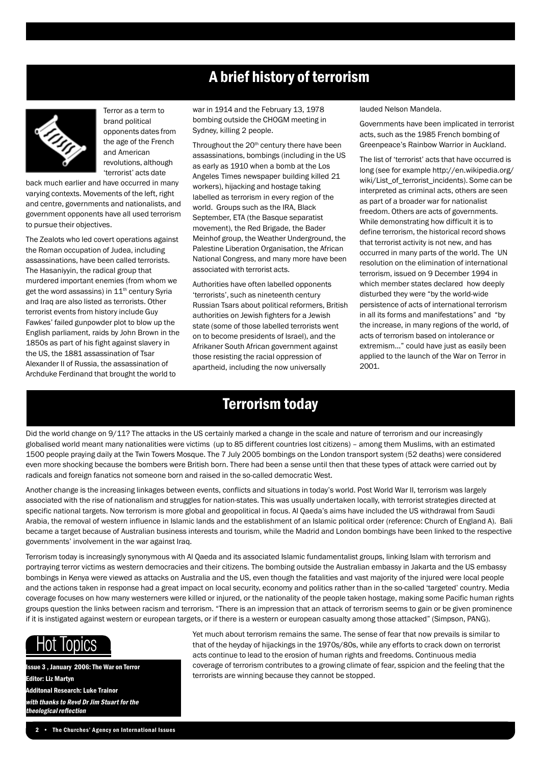# A brief history of terrorism

Terror as a term to brand political opponents dates from the age of the French and American revolutions, although 'terrorist' acts date back much earlier and have occurred in many varying contexts. Movements of the left, right and centre, governments and nationalists, and government opponents have all used terrorism to pursue their objectives.

The Zealots who led covert operations against the Roman occupation of Judea, including assassinations, have been called terrorists. The Hasaniyyin, the radical group that murdered important enemies (from whom we get the word assassins) in 11th century Syria and Iraq are also listed as terrorists. Other terrorist events from history include Guy Fawkes' failed gunpowder plot to blow up the English parliament, raids by John Brown in the 1850s as part of his fight against slavery in the US, the 1881 assassination of Tsar Alexander II of Russia, the assassination of Archduke Ferdinand that brought the world to war in 1914 and the February 13, 1978 bombing outside the CHOGM meeting in Sydney, killing 2 people.

Throughout the 20th century there have been assassinations, bombings (including in the US as early as 1910 when a bomb at the Los Angeles Times newspaper building killed 21 workers), hijacking and hostage taking labelled as terrorism in every region of the world. Groups such as the IRA, Black September, ETA (the Basque separatist movement), the Red Brigade, the Bader Meinhof group, the Weather Underground, the Palestine Liberation Organisation, the African National Congress, and many more have been associated with terrorist acts.

Authorities have often labelled opponents 'terrorists', such as nineteenth century Russian Tsars about political reformers, British authorities on Jewish fighters for a Jewish state (some of those labelled terrorists went on to become presidents of Israel), and the Afrikaner South African government against those resisting the racial oppression of apartheid, including the now universally lauded Nelson Mandela.

Governments have been implicated in terrorist acts, such as the 1985 French bombing of Greenpeace's Rainbow Warrior in Auckland.

The list of 'terrorist' acts that have occurred is long (see for example http://en.wikipedia.org/wiki/List_of_terrorist_incidents). Some can be interpreted as criminal acts, others are seen as part of a broader war for nationalist freedom. Others are acts of governments. While demonstrating how difficult it is to define terrorism, the historical record shows that terrorist activity is not new, and has occurred in many parts of the world. The UN resolution on the elimination of international terrorism, issued on 9 December 1994 in which member states declared how deeply disturbed they were "by the world-wide persistence of acts of international terrorism in all its forms and manifestations" and "by the increase, in many regions of the world, of acts of terrorism based on intolerance or extremism..." could have just as easily been applied to the launch of the War on Terror in 2001.

# Terrorism today

Did the world change on 9/11? The attacks in the US certainly marked a change in the scale and nature of terrorism and our increasingly globalised world meant many nationalities were victims (up to 85 different countries lost citizens) – among them Muslims, with an estimated 1500 people praying daily at the Twin Towers Mosque. The 7 July 2005 bombings on the London transport system (52 deaths) were considered even more shocking because the bombers were British born. There had been a sense until then that these types of attack were carried out by radicals and foreign fanatics not someone born and raised in the so-called democratic West.

Another change is the increasing linkages between events, conflicts and situations in today's world. Post World War II, terrorism was largely associated with the rise of nationalism and struggles for nation-states. This was usually undertaken locally, with terrorist strategies directed at specific national targets. Now terrorism is more global and geopolitical in focus. Al Qaeda's aims have included the US withdrawal from Saudi Arabia, the removal of western influence in Islamic lands and the establishment of an Islamic political order (reference: Church of England A). Bali became a target because of Australian business interests and tourism, while the Madrid and London bombings have been linked to the respective governments' involvement in the war against Iraq.

Terrorism today is increasingly synonymous with Al Qaeda and its associated Islamic fundamentalist groups, linking Islam with terrorism and portraying terror victims as western democracies and their citizens. The bombing outside the Australian embassy in Jakarta and the US embassy bombings in Kenya were viewed as attacks on Australia and the US, even though the fatalities and vast majority of the injured were local people and the actions taken in response had a great impact on local security, economy and politics rather than in the so-called 'targeted' country. Media coverage focuses on how many westerners were killed or injured, or the nationality of the people taken hostage, making some Pacific human rights groups question the links between racism and terrorism. "There is an impression that an attack of terrorism seems to gain or be given prominence if it is instigated against western or european targets, or if there is a western or european casualty among those attacked" (Simpson, PANG).

Yet much about terrorism remains the same. The sense of fear that now prevails is similar to that of the heyday of hijackings in the 1970s/80s, while any efforts to crack down on terrorist acts continue to lead to the erosion of human rights and freedoms. Continuous media coverage of terrorism contributes to a growing climate of fear, sspicion and the feeling that the terrorists are winning because they cannot be stopped.

## Hot Topics

**Issue 3 , January 2006: The War on Terror**

**Editor: Liz Martyn**

**Additonal Research: Luke Trainor**

***with thanks to Revd Dr Jim Stuart for the theological reflection***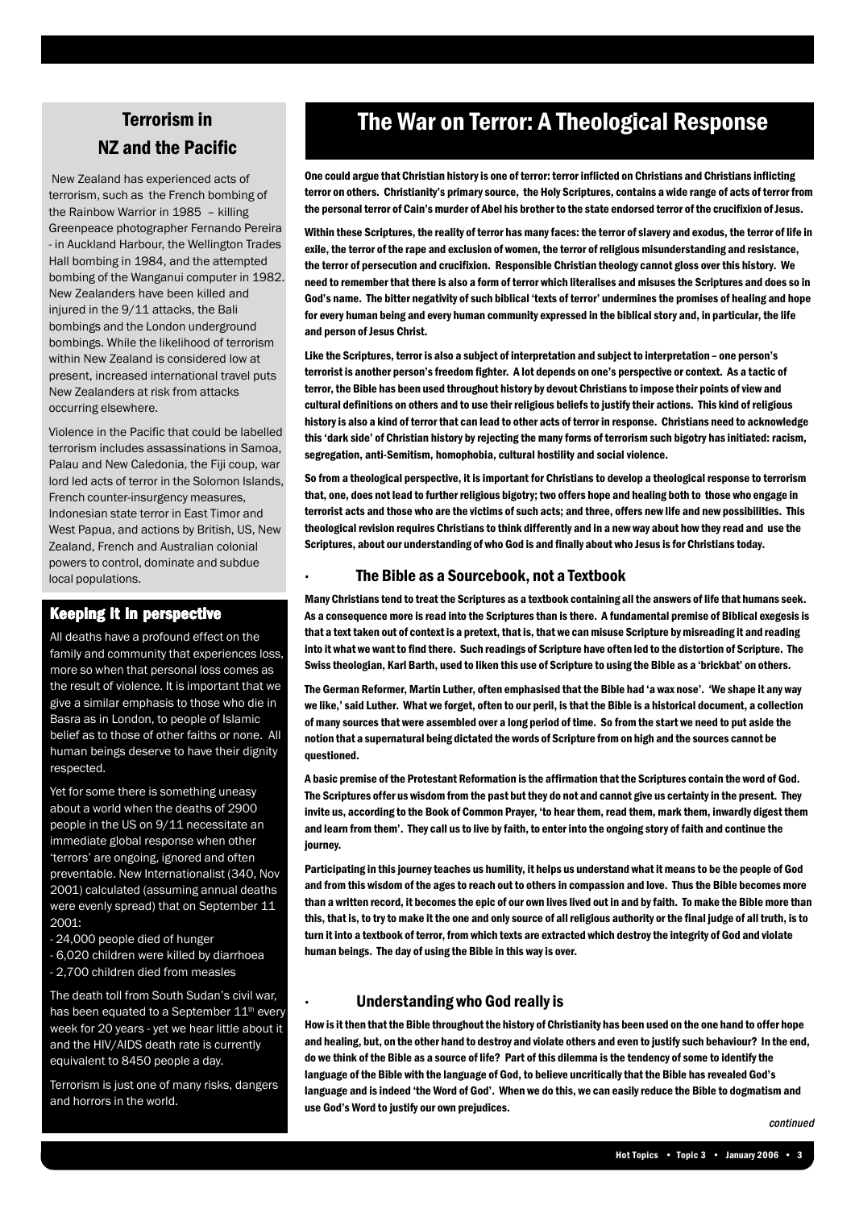## Terrorism in NZ and the Pacific

New Zealand has experienced acts of terrorism, such as the French bombing of the Rainbow Warrior in 1985 – killing Greenpeace photographer Fernando Pereira - in Auckland Harbour, the Wellington Trades Hall bombing in 1984, and the attempted bombing of the Wanganui computer in 1982. New Zealanders have been killed and injured in the 9/11 attacks, the Bali bombings and the London underground bombings. While the likelihood of terrorism within New Zealand is considered low at present, increased international travel puts New Zealanders at risk from attacks occurring elsewhere.

Violence in the Pacific that could be labelled terrorism includes assassinations in Samoa, Palau and New Caledonia, the Fiji coup, war lord led acts of terror in the Solomon Islands, French counter-insurgency measures, Indonesian state terror in East Timor and West Papua, and actions by British, US, New Zealand, French and Australian colonial powers to control, dominate and subdue local populations.

## Keeping it in perspective

All deaths have a profound effect on the family and community that experiences loss, more so when that personal loss comes as the result of violence. It is important that we give a similar emphasis to those who die in Basra as in London, to people of Islamic belief as to those of other faiths or none. All human beings deserve to have their dignity respected.

Yet for some there is something uneasy about a world when the deaths of 2900 people in the US on 9/11 necessitate an immediate global response when other 'terrors' are ongoing, ignored and often preventable. New Internationalist (340, Nov 2001) calculated (assuming annual deaths were evenly spread) that on September 11 2001:

- 24,000 people died of hunger
- 6,020 children were killed by diarrhoea
- 2,700 children died from measles

The death toll from South Sudan's civil war, has been equated to a September 11th every week for 20 years - yet we hear little about it and the HIV/AIDS death rate is currently equivalent to 8450 people a day.

Terrorism is just one of many risks, dangers and horrors in the world.

# The War on Terror: A Theological Response

**One could argue that Christian history is one of terror: terror inflicted on Christians and Christians inflicting terror on others. Christianity's primary source, the Holy Scriptures, contains a wide range of acts of terror from the personal terror of Cain's murder of Abel his brother to the state endorsed terror of the crucifixion of Jesus.**

**Within these Scriptures, the reality of terror has many faces: the terror of slavery and exodus, the terror of life in exile, the terror of the rape and exclusion of women, the terror of religious misunderstanding and resistance, the terror of persecution and crucifixion. Responsible Christian theology cannot gloss over this history. We need to remember that there is also a form of terror which literalises and misuses the Scriptures and does so in God's name. The bitter negativity of such biblical 'texts of terror' undermines the promises of healing and hope for every human being and every human community expressed in the biblical story and, in particular, the life and person of Jesus Christ.**

**Like the Scriptures, terror is also a subject of interpretation and subject to interpretation – one person's terrorist is another person's freedom fighter. A lot depends on one's perspective or context. As a tactic of terror, the Bible has been used throughout history by devout Christians to impose their points of view and cultural definitions on others and to use their religious beliefs to justify their actions. This kind of religious history is also a kind of terror that can lead to other acts of terror in response. Christians need to acknowledge this 'dark side' of Christian history by rejecting the many forms of terrorism such bigotry has initiated: racism, segregation, anti-Semitism, homophobia, cultural hostility and social violence.**

**So from a theological perspective, it is important for Christians to develop a theological response to terrorism that, one, does not lead to further religious bigotry; two offers hope and healing both to those who engage in terrorist acts and those who are the victims of such acts; and three, offers new life and new possibilities. This theological revision requires Christians to think differently and in a new way about how they read and use the Scriptures, about our understanding of who God is and finally about who Jesus is for Christians today.**

### The Bible as a Sourcebook, not a Textbook

**Many Christians tend to treat the Scriptures as a textbook containing all the answers of life that humans seek. As a consequence more is read into the Scriptures than is there. A fundamental premise of Biblical exegesis is that a text taken out of context is a pretext, that is, that we can misuse Scripture by misreading it and reading into it what we want to find there. Such readings of Scripture have often led to the distortion of Scripture. The Swiss theologian, Karl Barth, used to liken this use of Scripture to using the Bible as a 'brickbat' on others.**

**The German Reformer, Martin Luther, often emphasised that the Bible had 'a wax nose'. 'We shape it any way we like,' said Luther. What we forget, often to our peril, is that the Bible is a historical document, a collection of many sources that were assembled over a long period of time. So from the start we need to put aside the notion that a supernatural being dictated the words of Scripture from on high and the sources cannot be questioned.**

**A basic premise of the Protestant Reformation is the affirmation that the Scriptures contain the word of God. The Scriptures offer us wisdom from the past but they do not and cannot give us certainty in the present. They invite us, according to the Book of Common Prayer, 'to hear them, read them, mark them, inwardly digest them and learn from them'. They call us to live by faith, to enter into the ongoing story of faith and continue the journey.**

**Participating in this journey teaches us humility, it helps us understand what it means to be the people of God and from this wisdom of the ages to reach out to others in compassion and love. Thus the Bible becomes more than a written record, it becomes the epic of our own lives lived out in and by faith. To make the Bible more than this, that is, to try to make it the one and only source of all religious authority or the final judge of all truth, is to turn it into a textbook of terror, from which texts are extracted which destroy the integrity of God and violate human beings. The day of using the Bible in this way is over.**

### Understanding who God really is

**How is it then that the Bible throughout the history of Christianity has been used on the one hand to offer hope and healing, but, on the other hand to destroy and violate others and even to justify such behaviour? In the end, do we think of the Bible as a source of life? Part of this dilemma is the tendency of some to identify the language of the Bible with the language of God, to believe uncritically that the Bible has revealed God's language and is indeed 'the Word of God'. When we do this, we can easily reduce the Bible to dogmatism and use God's Word to justify our own prejudices.**

*continued*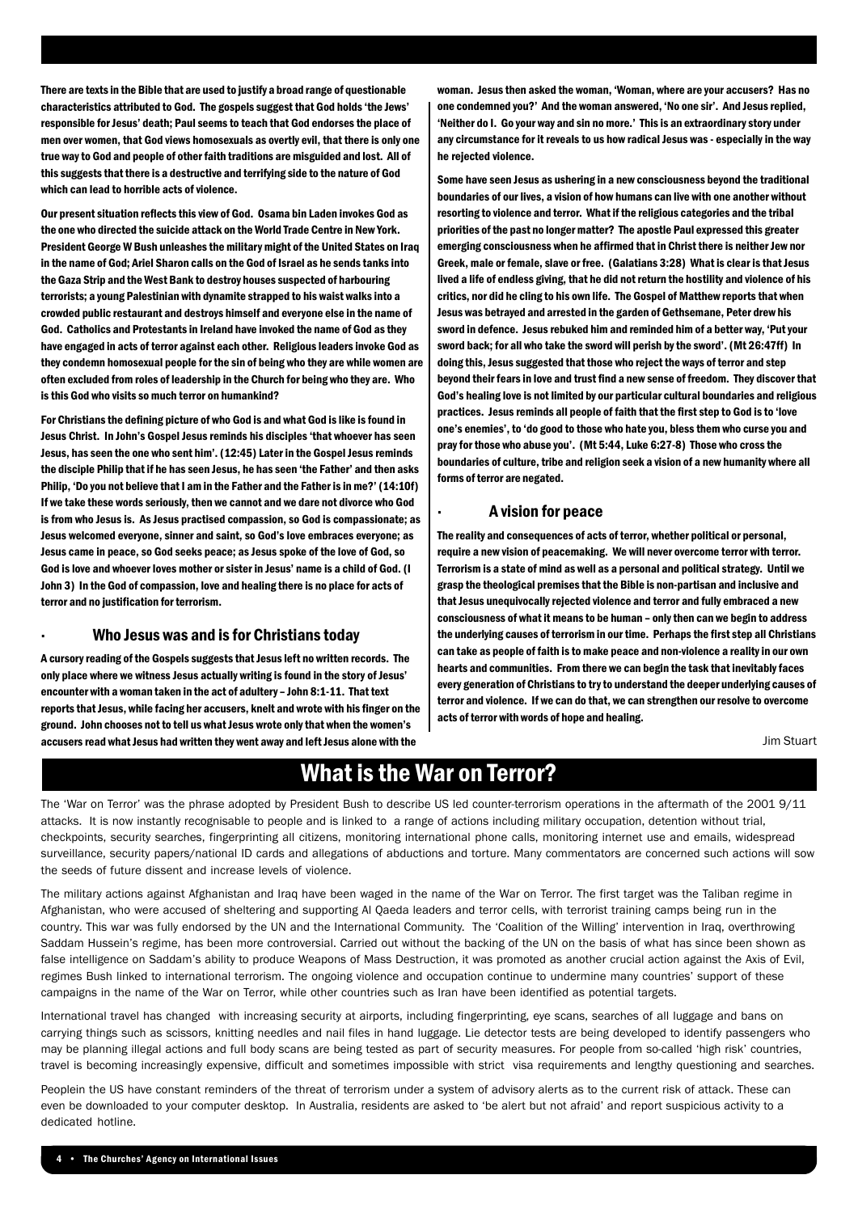There are texts in the Bible that are used to justify a broad range of questionable characteristics attributed to God. The gospels suggest that God holds 'the Jews' responsible for Jesus' death; Paul seems to teach that God endorses the place of men over women, that God views homosexuals as overtly evil, that there is only one true way to God and people of other faith traditions are misguided and lost. All of this suggests that there is a destructive and terrifying side to the nature of God which can lead to horrible acts of violence.

Our present situation reflects this view of God. Osama bin Laden invokes God as the one who directed the suicide attack on the World Trade Centre in New York. President George W Bush unleashes the military might of the United States on Iraq in the name of God; Ariel Sharon calls on the God of Israel as he sends tanks into the Gaza Strip and the West Bank to destroy houses suspected of harbouring terrorists; a young Palestinian with dynamite strapped to his waist walks into a crowded public restaurant and destroys himself and everyone else in the name of God. Catholics and Protestants in Ireland have invoked the name of God as they have engaged in acts of terror against each other. Religious leaders invoke God as they condemn homosexual people for the sin of being who they are while women are often excluded from roles of leadership in the Church for being who they are. Who is this God who visits so much terror on humankind?

For Christians the defining picture of who God is and what God is like is found in Jesus Christ. In John's Gospel Jesus reminds his disciples 'that whoever has seen Jesus, has seen the one who sent him'. (12:45) Later in the Gospel Jesus reminds the disciple Philip that if he has seen Jesus, he has seen 'the Father' and then asks Philip, 'Do you not believe that I am in the Father and the Father is in me?' (14:10f) If we take these words seriously, then we cannot and we dare not divorce who God is from who Jesus is. As Jesus practised compassion, so God is compassionate; as Jesus welcomed everyone, sinner and saint, so God's love embraces everyone; as Jesus came in peace, so God seeks peace; as Jesus spoke of the love of God, so God is love and whoever loves mother or sister in Jesus' name is a child of God. (I John 3) In the God of compassion, love and healing there is no place for acts of terror and no justification for terrorism.

### Who Jesus was and is for Christians today

A cursory reading of the Gospels suggests that Jesus left no written records. The only place where we witness Jesus actually writing is found in the story of Jesus' encounter with a woman taken in the act of adultery – John 8:1-11. That text reports that Jesus, while facing her accusers, knelt and wrote with his finger on the ground. John chooses not to tell us what Jesus wrote only that when the women's accusers read what Jesus had written they went away and left Jesus alone with the woman. Jesus then asked the woman, 'Woman, where are your accusers? Has no one condemned you?' And the woman answered, 'No one sir'. And Jesus replied, 'Neither do I. Go your way and sin no more.' This is an extraordinary story under any circumstance for it reveals to us how radical Jesus was - especially in the way he rejected violence.

Some have seen Jesus as ushering in a new consciousness beyond the traditional boundaries of our lives, a vision of how humans can live with one another without resorting to violence and terror. What if the religious categories and the tribal priorities of the past no longer matter? The apostle Paul expressed this greater emerging consciousness when he affirmed that in Christ there is neither Jew nor Greek, male or female, slave or free. (Galatians 3:28) What is clear is that Jesus lived a life of endless giving, that he did not return the hostility and violence of his critics, nor did he cling to his own life. The Gospel of Matthew reports that when Jesus was betrayed and arrested in the garden of Gethsemane, Peter drew his sword in defence. Jesus rebuked him and reminded him of a better way, 'Put your sword back; for all who take the sword will perish by the sword'. (Mt 26:47ff) In doing this, Jesus suggested that those who reject the ways of terror and step beyond their fears in love and trust find a new sense of freedom. They discover that God's healing love is not limited by our particular cultural boundaries and religious practices. Jesus reminds all people of faith that the first step to God is to 'love one's enemies', to 'do good to those who hate you, bless them who curse you and pray for those who abuse you'. (Mt 5:44, Luke 6:27-8) Those who cross the boundaries of culture, tribe and religion seek a vision of a new humanity where all forms of terror are negated.

### A vision for peace

The reality and consequences of acts of terror, whether political or personal, require a new vision of peacemaking. We will never overcome terror with terror. Terrorism is a state of mind as well as a personal and political strategy. Until we grasp the theological premises that the Bible is non-partisan and inclusive and that Jesus unequivocally rejected violence and terror and fully embraced a new consciousness of what it means to be human – only then can we begin to address the underlying causes of terrorism in our time. Perhaps the first step all Christians can take as people of faith is to make peace and non-violence a reality in our own hearts and communities. From there we can begin the task that inevitably faces every generation of Christians to try to understand the deeper underlying causes of terror and violence. If we can do that, we can strengthen our resolve to overcome acts of terror with words of hope and healing.

Jim Stuart

## What is the War on Terror?

The 'War on Terror' was the phrase adopted by President Bush to describe US led counter-terrorism operations in the aftermath of the 2001 9/11 attacks. It is now instantly recognisable to people and is linked to a range of actions including military occupation, detention without trial, checkpoints, security searches, fingerprinting all citizens, monitoring international phone calls, monitoring internet use and emails, widespread surveillance, security papers/national ID cards and allegations of abductions and torture. Many commentators are concerned such actions will sow the seeds of future dissent and increase levels of violence.

The military actions against Afghanistan and Iraq have been waged in the name of the War on Terror. The first target was the Taliban regime in Afghanistan, who were accused of sheltering and supporting Al Qaeda leaders and terror cells, with terrorist training camps being run in the country. This war was fully endorsed by the UN and the International Community. The 'Coalition of the Willing' intervention in Iraq, overthrowing Saddam Hussein's regime, has been more controversial. Carried out without the backing of the UN on the basis of what has since been shown as false intelligence on Saddam's ability to produce Weapons of Mass Destruction, it was promoted as another crucial action against the Axis of Evil, regimes Bush linked to international terrorism. The ongoing violence and occupation continue to undermine many countries' support of these campaigns in the name of the War on Terror, while other countries such as Iran have been identified as potential targets.

International travel has changed with increasing security at airports, including fingerprinting, eye scans, searches of all luggage and bans on carrying things such as scissors, knitting needles and nail files in hand luggage. Lie detector tests are being developed to identify passengers who may be planning illegal actions and full body scans are being tested as part of security measures. For people from so-called 'high risk' countries, travel is becoming increasingly expensive, difficult and sometimes impossible with strict visa requirements and lengthy questioning and searches.

Peoplein the US have constant reminders of the threat of terrorism under a system of advisory alerts as to the current risk of attack. These can even be downloaded to your computer desktop. In Australia, residents are asked to 'be alert but not afraid' and report suspicious activity to a dedicated hotline.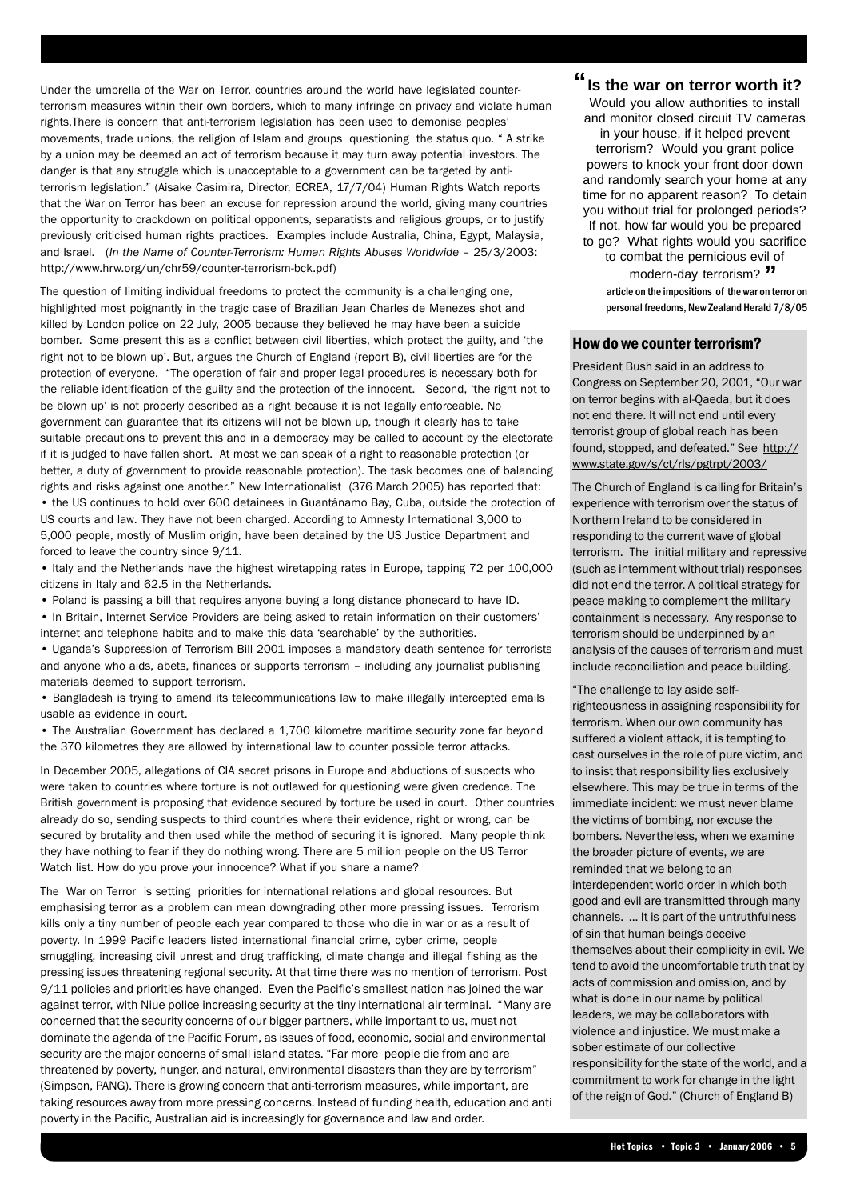Under the umbrella of the War on Terror, countries around the world have legislated counter-terrorism measures within their own borders, which to many infringe on privacy and violate human rights.There is concern that anti-terrorism legislation has been used to demonise peoples' movements, trade unions, the religion of Islam and groups questioning the status quo. " A strike by a union may be deemed an act of terrorism because it may turn away potential investors. The danger is that any struggle which is unacceptable to a government can be targeted by anti-terrorism legislation." (Aisake Casimira, Director, ECREA, 17/7/04) Human Rights Watch reports that the War on Terror has been an excuse for repression around the world, giving many countries the opportunity to crackdown on political opponents, separatists and religious groups, or to justify previously criticised human rights practices. Examples include Australia, China, Egypt, Malaysia, and Israel. (*In the Name of Counter-Terrorism: Human Rights Abuses Worldwide* – 25/3/2003: http://www.hrw.org/un/chr59/counter-terrorism-bck.pdf)

The question of limiting individual freedoms to protect the community is a challenging one, highlighted most poignantly in the tragic case of Brazilian Jean Charles de Menezes shot and killed by London police on 22 July, 2005 because they believed he may have been a suicide bomber. Some present this as a conflict between civil liberties, which protect the guilty, and 'the right not to be blown up'. But, argues the Church of England (report B), civil liberties are for the protection of everyone. "The operation of fair and proper legal procedures is necessary both for the reliable identification of the guilty and the protection of the innocent. Second, 'the right not to be blown up' is not properly described as a right because it is not legally enforceable. No government can guarantee that its citizens will not be blown up, though it clearly has to take suitable precautions to prevent this and in a democracy may be called to account by the electorate if it is judged to have fallen short. At most we can speak of a right to reasonable protection (or better, a duty of government to provide reasonable protection). The task becomes one of balancing rights and risks against one another." New Internationalist (376 March 2005) has reported that:

- the US continues to hold over 600 detainees in Guantánamo Bay, Cuba, outside the protection of US courts and law. They have not been charged. According to Amnesty International 3,000 to 5,000 people, mostly of Muslim origin, have been detained by the US Justice Department and forced to leave the country since 9/11.
- Italy and the Netherlands have the highest wiretapping rates in Europe, tapping 72 per 100,000 citizens in Italy and 62.5 in the Netherlands.
- Poland is passing a bill that requires anyone buying a long distance phonecard to have ID.
- In Britain, Internet Service Providers are being asked to retain information on their customers' internet and telephone habits and to make this data 'searchable' by the authorities.
- Uganda's Suppression of Terrorism Bill 2001 imposes a mandatory death sentence for terrorists and anyone who aids, abets, finances or supports terrorism – including any journalist publishing materials deemed to support terrorism.
- Bangladesh is trying to amend its telecommunications law to make illegally intercepted emails usable as evidence in court.
- The Australian Government has declared a 1,700 kilometre maritime security zone far beyond the 370 kilometres they are allowed by international law to counter possible terror attacks.

In December 2005, allegations of CIA secret prisons in Europe and abductions of suspects who were taken to countries where torture is not outlawed for questioning were given credence. The British government is proposing that evidence secured by torture be used in court. Other countries already do so, sending suspects to third countries where their evidence, right or wrong, can be secured by brutality and then used while the method of securing it is ignored. Many people think they have nothing to fear if they do nothing wrong. There are 5 million people on the US Terror Watch list. How do you prove your innocence? What if you share a name?

The War on Terror is setting priorities for international relations and global resources. But emphasising terror as a problem can mean downgrading other more pressing issues. Terrorism kills only a tiny number of people each year compared to those who die in war or as a result of poverty. In 1999 Pacific leaders listed international financial crime, cyber crime, people smuggling, increasing civil unrest and drug trafficking, climate change and illegal fishing as the pressing issues threatening regional security. At that time there was no mention of terrorism. Post 9/11 policies and priorities have changed. Even the Pacific's smallest nation has joined the war against terror, with Niue police increasing security at the tiny international air terminal. "Many are concerned that the security concerns of our bigger partners, while important to us, must not dominate the agenda of the Pacific Forum, as issues of food, economic, social and environmental security are the major concerns of small island states. "Far more people die from and are threatened by poverty, hunger, and natural, environmental disasters than they are by terrorism" (Simpson, PANG). There is growing concern that anti-terrorism measures, while important, are taking resources away from more pressing concerns. Instead of funding health, education and anti poverty in the Pacific, Australian aid is increasingly for governance and law and order.

> **"Is the war on terror worth it?**
> Would you allow authorities to install and monitor closed circuit TV cameras in your house, if it helped prevent terrorism? Would you grant police powers to knock your front door down and randomly search your home at any time for no apparent reason? To detain you without trial for prolonged periods? If not, how far would you be prepared to go? What rights would you sacrifice to combat the pernicious evil of modern-day terrorism?"
>
> article on the impositions of the war on terror on personal freedoms, New Zealand Herald 7/8/05

## How do we counter terrorism?

President Bush said in an address to Congress on September 20, 2001, "Our war on terror begins with al-Qaeda, but it does not end there. It will not end until every terrorist group of global reach has been found, stopped, and defeated." See http://www.state.gov/s/ct/rls/pgtrpt/2003/

The Church of England is calling for Britain's experience with terrorism over the status of Northern Ireland to be considered in responding to the current wave of global terrorism. The initial military and repressive (such as internment without trial) responses did not end the terror. A political strategy for peace making to complement the military containment is necessary. Any response to terrorism should be underpinned by an analysis of the causes of terrorism and must include reconciliation and peace building.

"The challenge to lay aside self-righteousness in assigning responsibility for terrorism. When our own community has suffered a violent attack, it is tempting to cast ourselves in the role of pure victim, and to insist that responsibility lies exclusively elsewhere. This may be true in terms of the immediate incident: we must never blame the victims of bombing, nor excuse the bombers. Nevertheless, when we examine the broader picture of events, we are reminded that we belong to an interdependent world order in which both good and evil are transmitted through many channels. ... It is part of the untruthfulness of sin that human beings deceive themselves about their complicity in evil. We tend to avoid the uncomfortable truth that by acts of commission and omission, and by what is done in our name by political leaders, we may be collaborators with violence and injustice. We must make a sober estimate of our collective responsibility for the state of the world, and a commitment to work for change in the light of the reign of God." (Church of England B)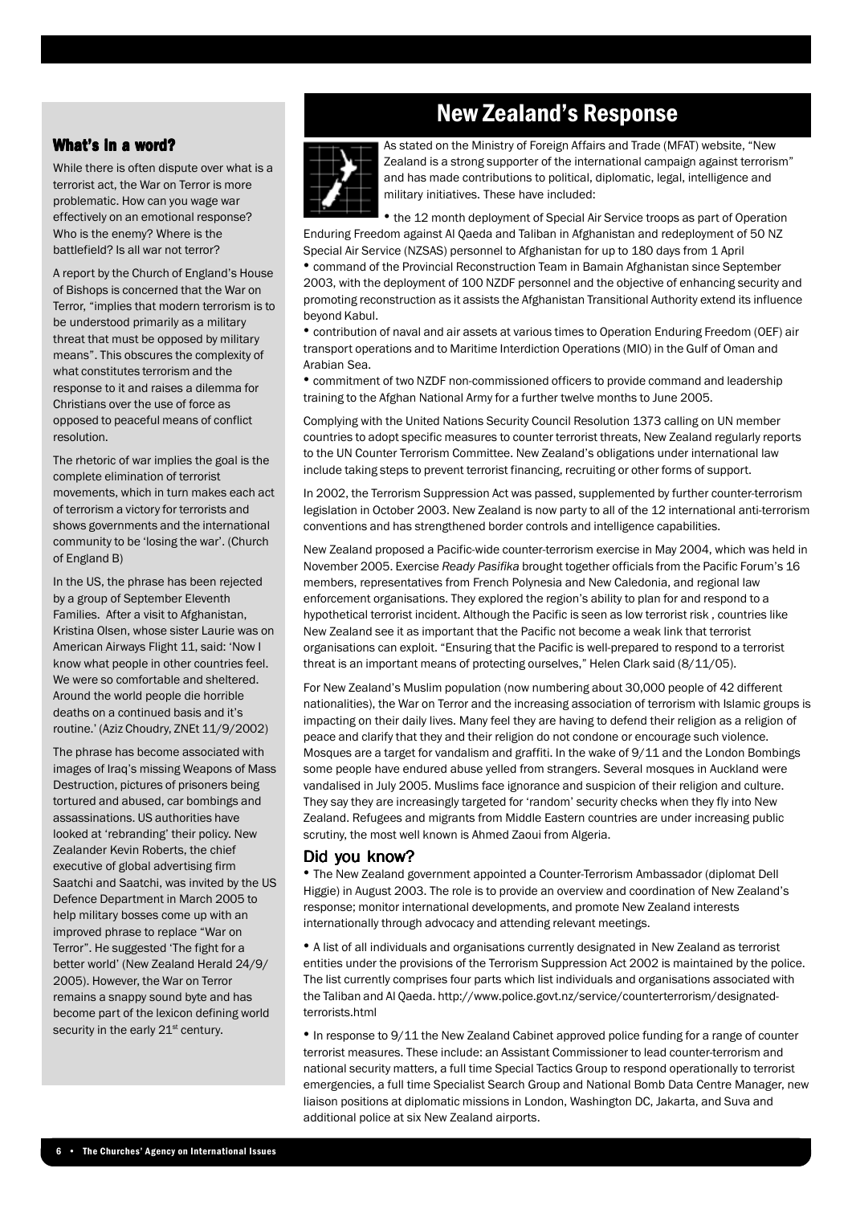## What's in a word?

While there is often dispute over what is a terrorist act, the War on Terror is more problematic. How can you wage war effectively on an emotional response? Who is the enemy? Where is the battlefield? Is all war not terror?

A report by the Church of England's House of Bishops is concerned that the War on Terror, "implies that modern terrorism is to be understood primarily as a military threat that must be opposed by military means". This obscures the complexity of what constitutes terrorism and the response to it and raises a dilemma for Christians over the use of force as opposed to peaceful means of conflict resolution.

The rhetoric of war implies the goal is the complete elimination of terrorist movements, which in turn makes each act of terrorism a victory for terrorists and shows governments and the international community to be 'losing the war'. (Church of England B)

In the US, the phrase has been rejected by a group of September Eleventh Families. After a visit to Afghanistan, Kristina Olsen, whose sister Laurie was on American Airways Flight 11, said: 'Now I know what people in other countries feel. We were so comfortable and sheltered. Around the world people die horrible deaths on a continued basis and it's routine.' (Aziz Choudry, ZNEt 11/9/2002)

The phrase has become associated with images of Iraq's missing Weapons of Mass Destruction, pictures of prisoners being tortured and abused, car bombings and assassinations. US authorities have looked at 'rebranding' their policy. New Zealander Kevin Roberts, the chief executive of global advertising firm Saatchi and Saatchi, was invited by the US Defence Department in March 2005 to help military bosses come up with an improved phrase to replace "War on Terror". He suggested 'The fight for a better world' (New Zealand Herald 24/9/2005). However, the War on Terror remains a snappy sound byte and has become part of the lexicon defining world security in the early 21st century.

# New Zealand's Response

As stated on the Ministry of Foreign Affairs and Trade (MFAT) website, "New Zealand is a strong supporter of the international campaign against terrorism" and has made contributions to political, diplomatic, legal, intelligence and military initiatives. These have included:

- the 12 month deployment of Special Air Service troops as part of Operation Enduring Freedom against Al Qaeda and Taliban in Afghanistan and redeployment of 50 NZ Special Air Service (NZSAS) personnel to Afghanistan for up to 180 days from 1 April
- command of the Provincial Reconstruction Team in Bamain Afghanistan since September 2003, with the deployment of 100 NZDF personnel and the objective of enhancing security and promoting reconstruction as it assists the Afghanistan Transitional Authority extend its influence beyond Kabul.
- contribution of naval and air assets at various times to Operation Enduring Freedom (OEF) air transport operations and to Maritime Interdiction Operations (MIO) in the Gulf of Oman and Arabian Sea.
- commitment of two NZDF non-commissioned officers to provide command and leadership training to the Afghan National Army for a further twelve months to June 2005.

Complying with the United Nations Security Council Resolution 1373 calling on UN member countries to adopt specific measures to counter terrorist threats, New Zealand regularly reports to the UN Counter Terrorism Committee. New Zealand's obligations under international law include taking steps to prevent terrorist financing, recruiting or other forms of support.

In 2002, the Terrorism Suppression Act was passed, supplemented by further counter-terrorism legislation in October 2003. New Zealand is now party to all of the 12 international anti-terrorism conventions and has strengthened border controls and intelligence capabilities.

New Zealand proposed a Pacific-wide counter-terrorism exercise in May 2004, which was held in November 2005. Exercise *Ready Pasifika* brought together officials from the Pacific Forum's 16 members, representatives from French Polynesia and New Caledonia, and regional law enforcement organisations. They explored the region's ability to plan for and respond to a hypothetical terrorist incident. Although the Pacific is seen as low terrorist risk , countries like New Zealand see it as important that the Pacific not become a weak link that terrorist organisations can exploit. "Ensuring that the Pacific is well-prepared to respond to a terrorist threat is an important means of protecting ourselves," Helen Clark said (8/11/05).

For New Zealand's Muslim population (now numbering about 30,000 people of 42 different nationalities), the War on Terror and the increasing association of terrorism with Islamic groups is impacting on their daily lives. Many feel they are having to defend their religion as a religion of peace and clarify that they and their religion do not condone or encourage such violence. Mosques are a target for vandalism and graffiti. In the wake of 9/11 and the London Bombings some people have endured abuse yelled from strangers. Several mosques in Auckland were vandalised in July 2005. Muslims face ignorance and suspicion of their religion and culture. They say they are increasingly targeted for 'random' security checks when they fly into New Zealand. Refugees and migrants from Middle Eastern countries are under increasing public scrutiny, the most well known is Ahmed Zaoui from Algeria.

## Did you know?

- The New Zealand government appointed a Counter-Terrorism Ambassador (diplomat Dell Higgie) in August 2003. The role is to provide an overview and coordination of New Zealand's response; monitor international developments, and promote New Zealand interests internationally through advocacy and attending relevant meetings.

- A list of all individuals and organisations currently designated in New Zealand as terrorist entities under the provisions of the Terrorism Suppression Act 2002 is maintained by the police. The list currently comprises four parts which list individuals and organisations associated with the Taliban and Al Qaeda. http://www.police.govt.nz/service/counterterrorism/designated-terrorists.html

- In response to 9/11 the New Zealand Cabinet approved police funding for a range of counter terrorist measures. These include: an Assistant Commissioner to lead counter-terrorism and national security matters, a full time Special Tactics Group to respond operationally to terrorist emergencies, a full time Specialist Search Group and National Bomb Data Centre Manager, new liaison positions at diplomatic missions in London, Washington DC, Jakarta, and Suva and additional police at six New Zealand airports.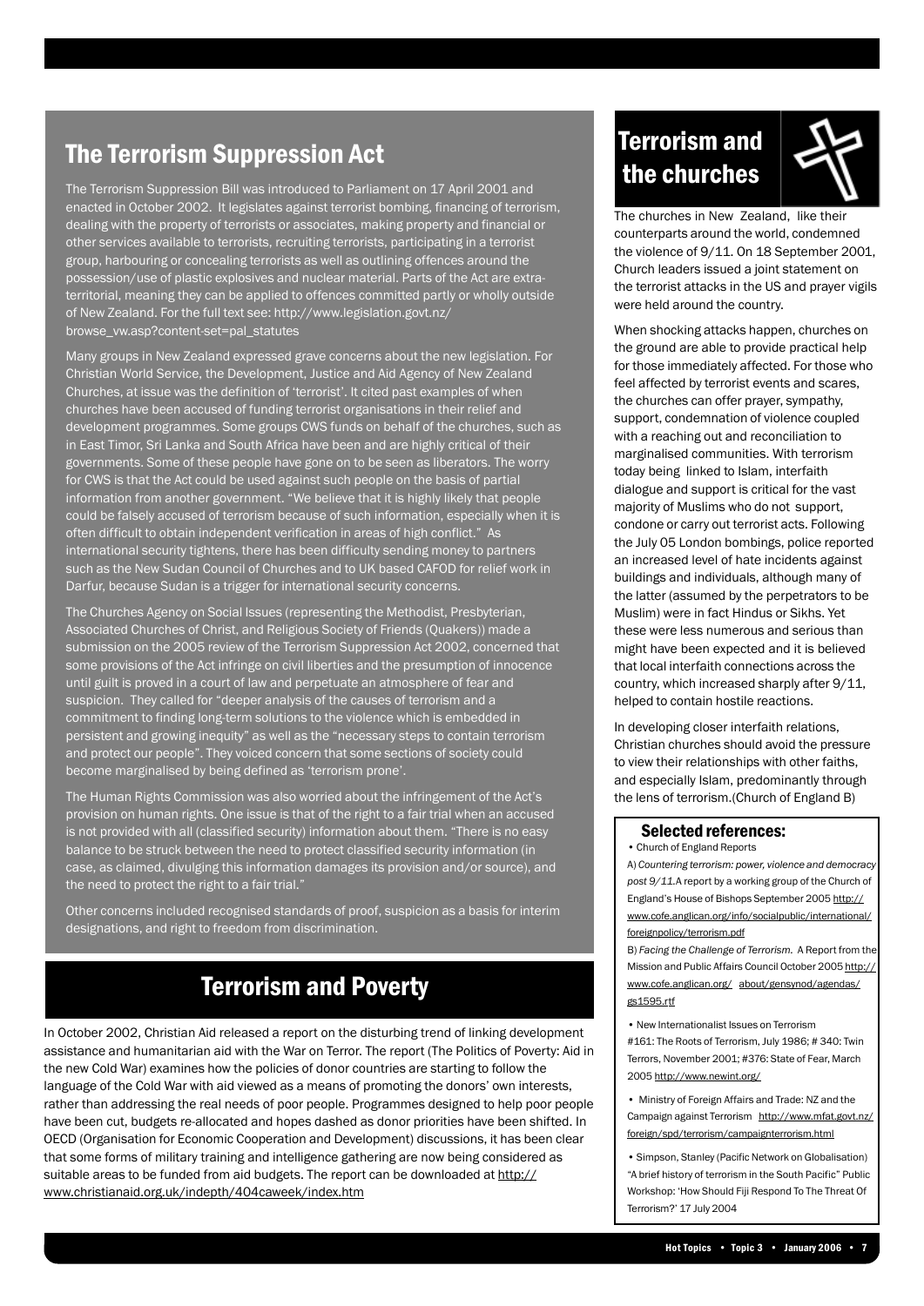## The Terrorism Suppression Act

The Terrorism Suppression Bill was introduced to Parliament on 17 April 2001 and enacted in October 2002. It legislates against terrorist bombing, financing of terrorism, dealing with the property of terrorists or associates, making property and financial or other services available to terrorists, recruiting terrorists, participating in a terrorist group, harbouring or concealing terrorists as well as outlining offences around the possession/use of plastic explosives and nuclear material. Parts of the Act are extra-territorial, meaning they can be applied to offences committed partly or wholly outside of New Zealand. For the full text see: http://www.legislation.govt.nz/browse_vw.asp?content-set=pal_statutes

Many groups in New Zealand expressed grave concerns about the new legislation. For Christian World Service, the Development, Justice and Aid Agency of New Zealand Churches, at issue was the definition of 'terrorist'. It cited past examples of when churches have been accused of funding terrorist organisations in their relief and development programmes. Some groups CWS funds on behalf of the churches, such as in East Timor, Sri Lanka and South Africa have been and are highly critical of their governments. Some of these people have gone on to be seen as liberators. The worry for CWS is that the Act could be used against such people on the basis of partial information from another government. "We believe that it is highly likely that people could be falsely accused of terrorism because of such information, especially when it is often difficult to obtain independent verification in areas of high conflict." As international security tightens, there has been difficulty sending money to partners such as the New Sudan Council of Churches and to UK based CAFOD for relief work in Darfur, because Sudan is a trigger for international security concerns.

The Churches Agency on Social Issues (representing the Methodist, Presbyterian, Associated Churches of Christ, and Religious Society of Friends (Quakers)) made a submission on the 2005 review of the Terrorism Suppression Act 2002, concerned that some provisions of the Act infringe on civil liberties and the presumption of innocence until guilt is proved in a court of law and perpetuate an atmosphere of fear and suspicion. They called for "deeper analysis of the causes of terrorism and a commitment to finding long-term solutions to the violence which is embedded in persistent and growing inequity" as well as the "necessary steps to contain terrorism and protect our people". They voiced concern that some sections of society could become marginalised by being defined as 'terrorism prone'.

The Human Rights Commission was also worried about the infringement of the Act's provision on human rights. One issue is that of the right to a fair trial when an accused is not provided with all (classified security) information about them. "There is no easy balance to be struck between the need to protect classified security information (in case, as claimed, divulging this information damages its provision and/or source), and the need to protect the right to a fair trial."

Other concerns included recognised standards of proof, suspicion as a basis for interim designations, and right to freedom from discrimination.

## Terrorism and Poverty

In October 2002, Christian Aid released a report on the disturbing trend of linking development assistance and humanitarian aid with the War on Terror. The report (The Politics of Poverty: Aid in the new Cold War) examines how the policies of donor countries are starting to follow the language of the Cold War with aid viewed as a means of promoting the donors' own interests, rather than addressing the real needs of poor people. Programmes designed to help poor people have been cut, budgets re-allocated and hopes dashed as donor priorities have been shifted. In OECD (Organisation for Economic Cooperation and Development) discussions, it has been clear that some forms of military training and intelligence gathering are now being considered as suitable areas to be funded from aid budgets. The report can be downloaded at http://www.christianaid.org.uk/indepth/404caweek/index.htm

## Terrorism and the churches

The churches in New Zealand, like their counterparts around the world, condemned the violence of 9/11. On 18 September 2001, Church leaders issued a joint statement on the terrorist attacks in the US and prayer vigils were held around the country.

When shocking attacks happen, churches on the ground are able to provide practical help for those immediately affected. For those who feel affected by terrorist events and scares, the churches can offer prayer, sympathy, support, condemnation of violence coupled with a reaching out and reconciliation to marginalised communities. With terrorism today being linked to Islam, interfaith dialogue and support is critical for the vast majority of Muslims who do not support, condone or carry out terrorist acts. Following the July 05 London bombings, police reported an increased level of hate incidents against buildings and individuals, although many of the latter (assumed by the perpetrators to be Muslim) were in fact Hindus or Sikhs. Yet these were less numerous and serious than might have been expected and it is believed that local interfaith connections across the country, which increased sharply after 9/11, helped to contain hostile reactions.

In developing closer interfaith relations, Christian churches should avoid the pressure to view their relationships with other faiths, and especially Islam, predominantly through the lens of terrorism.(Church of England B)

### Selected references:

- Church of England Reports

A) *Countering terrorism: power, violence and democracy post 9/11.* A report by a working group of the Church of England's House of Bishops September 2005 http://www.cofe.anglican.org/info/socialpublic/international/foreignpolicy/terrorism.pdf

B) *Facing the Challenge of Terrorism.* A Report from the Mission and Public Affairs Council October 2005 http://www.cofe.anglican.org/about/gensynod/agendas/gs1595.rtf

- New Internationalist Issues on Terrorism #161: The Roots of Terrorism, July 1986; # 340: Twin Terrors, November 2001; #376: State of Fear, March 2005 http://www.newint.org/
- Ministry of Foreign Affairs and Trade: NZ and the Campaign against Terrorism http://www.mfat.govt.nz/foreign/spd/terrorism/campaignterrorism.html
- Simpson, Stanley (Pacific Network on Globalisation) "A brief history of terrorism in the South Pacific" Public Workshop: 'How Should Fiji Respond To The Threat Of Terrorism?' 17 July 2004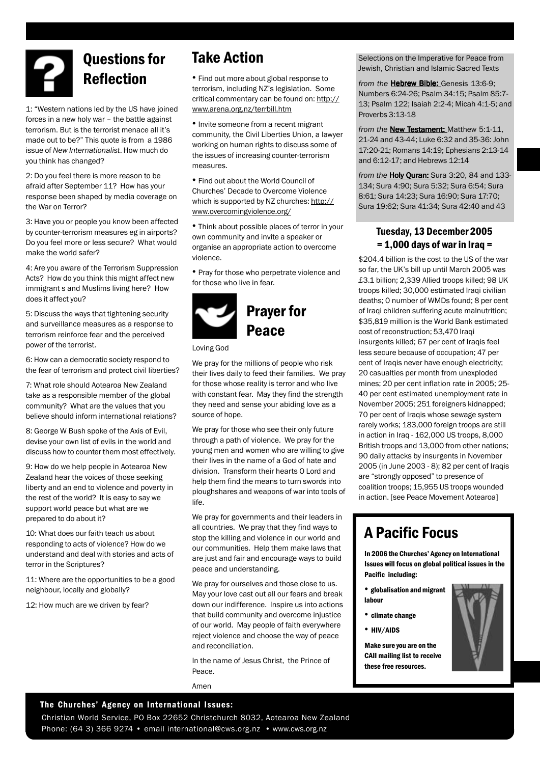## Questions for Reflection

1: "Western nations led by the US have joined forces in a new holy war – the battle against terrorism. But is the terrorist menace all it's made out to be?" This quote is from a 1986 issue of *New Internationalist*. How much do you think has changed?

2: Do you feel there is more reason to be afraid after September 11? How has your response been shaped by media coverage on the War on Terror?

3: Have you or people you know been affected by counter-terrorism measures eg in airports? Do you feel more or less secure? What would make the world safer?

4: Are you aware of the Terrorism Suppression Acts? How do you think this might affect new immigrant s and Muslims living here? How does it affect you?

5: Discuss the ways that tightening security and surveillance measures as a response to terrorism reinforce fear and the perceived power of the terrorist.

6: How can a democratic society respond to the fear of terrorism and protect civil liberties?

7: What role should Aotearoa New Zealand take as a responsible member of the global community? What are the values that you believe should inform international relations?

8: George W Bush spoke of the Axis of Evil, devise your own list of evils in the world and discuss how to counter them most effectively.

9: How do we help people in Aotearoa New Zealand hear the voices of those seeking liberty and an end to violence and poverty in the rest of the world? It is easy to say we support world peace but what are we prepared to do about it?

10: What does our faith teach us about responding to acts of violence? How do we understand and deal with stories and acts of terror in the Scriptures?

11: Where are the opportunities to be a good neighbour, locally and globally?

12: How much are we driven by fear?

## Take Action

- Find out more about global response to terrorism, including NZ's legislation. Some critical commentary can be found on: http://www.arena.org.nz/terrbill.htm
- Invite someone from a recent migrant community, the Civil Liberties Union, a lawyer working on human rights to discuss some of the issues of increasing counter-terrorism measures.
- Find out about the World Council of Churches' Decade to Overcome Violence which is supported by NZ churches: http://www.overcomingviolence.org/
- Think about possible places of terror in your own community and invite a speaker or organise an appropriate action to overcome violence.
- Pray for those who perpetrate violence and for those who live in fear.

## Prayer for Peace

Loving God

We pray for the millions of people who risk their lives daily to feed their families. We pray for those whose reality is terror and who live with constant fear. May they find the strength they need and sense your abiding love as a source of hope.

We pray for those who see their only future through a path of violence. We pray for the young men and women who are willing to give their lives in the name of a God of hate and division. Transform their hearts O Lord and help them find the means to turn swords into ploughshares and weapons of war into tools of life.

We pray for governments and their leaders in all countries. We pray that they find ways to stop the killing and violence in our world and our communities. Help them make laws that are just and fair and encourage ways to build peace and understanding.

We pray for ourselves and those close to us. May your love cast out all our fears and break down our indifference. Inspire us into actions that build community and overcome injustice of our world. May people of faith everywhere reject violence and choose the way of peace and reconciliation.

In the name of Jesus Christ, the Prince of Peace.

Amen

Selections on the Imperative for Peace from Jewish, Christian and Islamic Sacred Texts

*from the* **Hebrew Bible:** Genesis 13:6-9; Numbers 6:24-26; Psalm 34:15; Psalm 85:7-13; Psalm 122; Isaiah 2:2-4; Micah 4:1-5; and Proverbs 3:13-18

*from the* **New Testament:** Matthew 5:1-11, 21-24 and 43-44; Luke 6:32 and 35-36: John 17:20-21; Romans 14:19; Ephesians 2:13-14 and 6:12-17; and Hebrews 12:14

*from the* **Holy Quran:** Sura 3:20, 84 and 133-134; Sura 4:90; Sura 5:32; Sura 6:54; Sura 8:61; Sura 14:23; Sura 16:90; Sura 17:70; Sura 19:62; Sura 41:34; Sura 42:40 and 43

### Tuesday, 13 December 2005 = 1,000 days of war in Iraq =

$204.4 billion is the cost to the US of the war so far, the UK's bill up until March 2005 was £3.1 billion; 2,339 Allied troops killed; 98 UK troops killed; 30,000 estimated Iraqi civilian deaths; 0 number of WMDs found; 8 per cent of Iraqi children suffering acute malnutrition; $35,819 million is the World Bank estimated cost of reconstruction; 53,470 Iraqi insurgents killed; 67 per cent of Iraqis feel less secure because of occupation; 47 per cent of Iraqis never have enough electricity; 20 casualties per month from unexploded mines; 20 per cent inflation rate in 2005; 25-40 per cent estimated unemployment rate in November 2005; 251 foreigners kidnapped; 70 per cent of Iraqis whose sewage system rarely works; 183,000 foreign troops are still in action in Iraq - 162,000 US troops, 8,000 British troops and 13,000 from other nations; 90 daily attacks by insurgents in November 2005 (in June 2003 - 8); 82 per cent of Iraqis are "strongly opposed" to presence of coalition troops; 15,955 US troops wounded in action. [see Peace Movement Aotearoa]

## A Pacific Focus

**In 2006 the Churches' Agency on International Issues will focus on global political issues in the Pacific including:**

- **globalisation and migrant labour**
- **climate change**
- **HIV/AIDS**

**Make sure you are on the CAII mailing list to receive these free resources.**

**The Churches' Agency on International Issues:**
Christian World Service, PO Box 22652 Christchurch 8032, Aotearoa New Zealand
Phone: (64 3) 366 9274 • email international@cws.org.nz • www.cws.org.nz